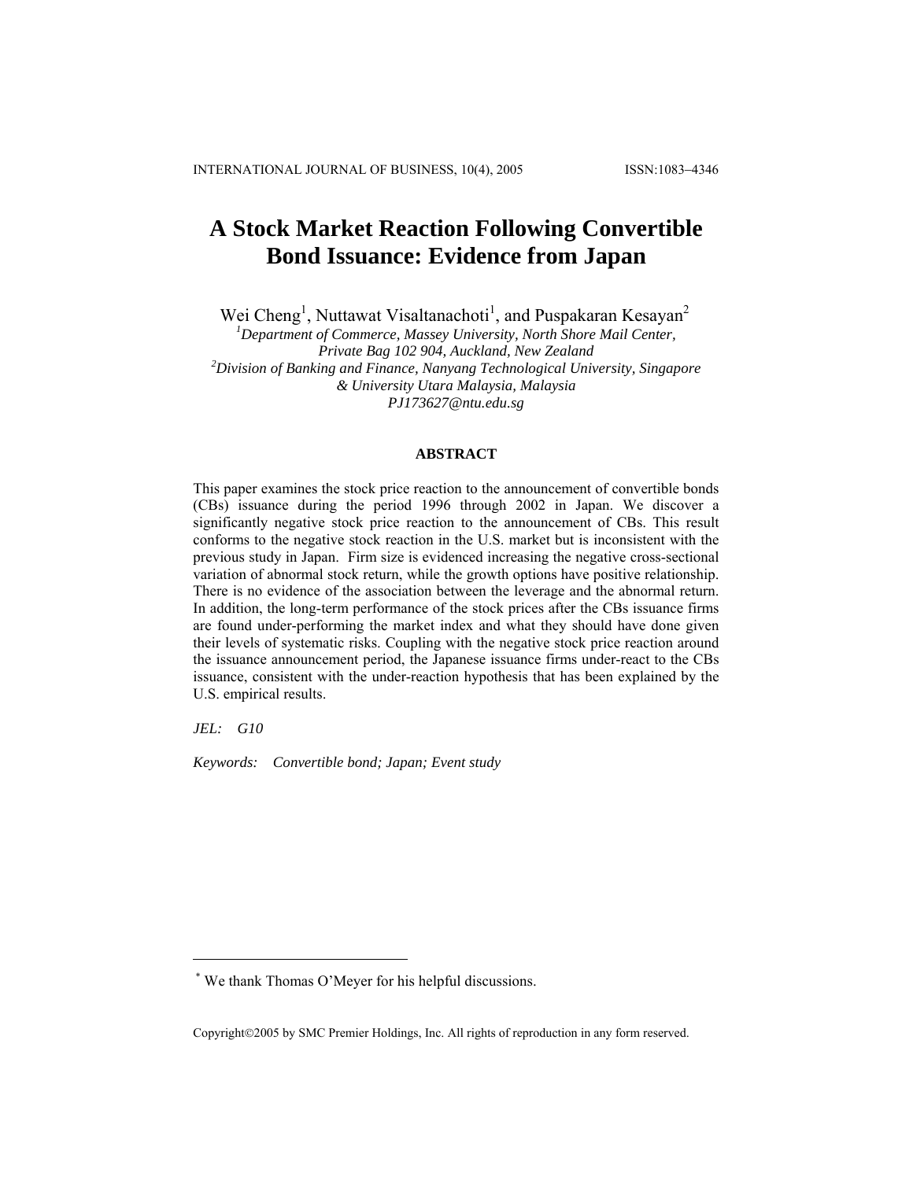# A Stock Market Reaction Following Convertible Bond Issuance: Evidence from Japan

Wei Cheng[1], Nuttawat Visaltanachoti[1], and Puspakaran Kesayan[2]

[1]*Department of Commerce, Massey University, North Shore Mail Center, Private Bag 102 904, Auckland, New Zealand*

[2]*Division of Banking and Finance, Nanyang Technological University, Singapore & University Utara Malaysia, Malaysia*

*PJ173627@ntu.edu.sg*

## ABSTRACT

This paper examines the stock price reaction to the announcement of convertible bonds (CBs) issuance during the period 1996 through 2002 in Japan. We discover a significantly negative stock price reaction to the announcement of CBs. This result conforms to the negative stock reaction in the U.S. market but is inconsistent with the previous study in Japan. Firm size is evidenced increasing the negative cross-sectional variation of abnormal stock return, while the growth options have positive relationship. There is no evidence of the association between the leverage and the abnormal return. In addition, the long-term performance of the stock prices after the CBs issuance firms are found under-performing the market index and what they should have done given their levels of systematic risks. Coupling with the negative stock price reaction around the issuance announcement period, the Japanese issuance firms under-react to the CBs issuance, consistent with the under-reaction hypothesis that has been explained by the U.S. empirical results.

*JEL:* *G10*

*Keywords:* *Convertible bond; Japan; Event study*

---

[*] We thank Thomas O'Meyer for his helpful discussions.

Copyright©2005 by SMC Premier Holdings, Inc. All rights of reproduction in any form reserved.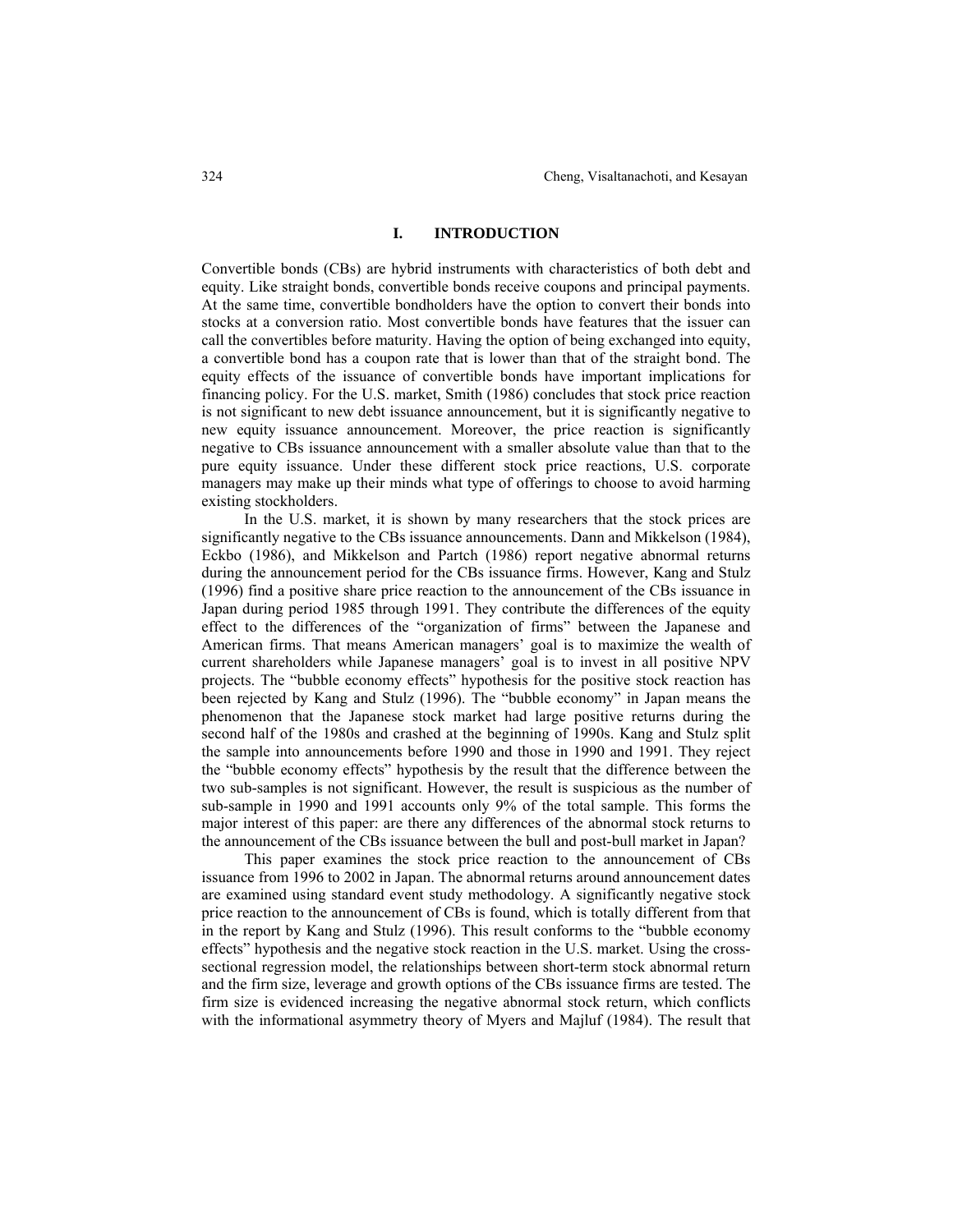## I. INTRODUCTION

Convertible bonds (CBs) are hybrid instruments with characteristics of both debt and equity. Like straight bonds, convertible bonds receive coupons and principal payments. At the same time, convertible bondholders have the option to convert their bonds into stocks at a conversion ratio. Most convertible bonds have features that the issuer can call the convertibles before maturity. Having the option of being exchanged into equity, a convertible bond has a coupon rate that is lower than that of the straight bond. The equity effects of the issuance of convertible bonds have important implications for financing policy. For the U.S. market, Smith (1986) concludes that stock price reaction is not significant to new debt issuance announcement, but it is significantly negative to new equity issuance announcement. Moreover, the price reaction is significantly negative to CBs issuance announcement with a smaller absolute value than that to the pure equity issuance. Under these different stock price reactions, U.S. corporate managers may make up their minds what type of offerings to choose to avoid harming existing stockholders.

In the U.S. market, it is shown by many researchers that the stock prices are significantly negative to the CBs issuance announcements. Dann and Mikkelson (1984), Eckbo (1986), and Mikkelson and Partch (1986) report negative abnormal returns during the announcement period for the CBs issuance firms. However, Kang and Stulz (1996) find a positive share price reaction to the announcement of the CBs issuance in Japan during period 1985 through 1991. They contribute the differences of the equity effect to the differences of the "organization of firms" between the Japanese and American firms. That means American managers' goal is to maximize the wealth of current shareholders while Japanese managers' goal is to invest in all positive NPV projects. The "bubble economy effects" hypothesis for the positive stock reaction has been rejected by Kang and Stulz (1996). The "bubble economy" in Japan means the phenomenon that the Japanese stock market had large positive returns during the second half of the 1980s and crashed at the beginning of 1990s. Kang and Stulz split the sample into announcements before 1990 and those in 1990 and 1991. They reject the "bubble economy effects" hypothesis by the result that the difference between the two sub-samples is not significant. However, the result is suspicious as the number of sub-sample in 1990 and 1991 accounts only 9% of the total sample. This forms the major interest of this paper: are there any differences of the abnormal stock returns to the announcement of the CBs issuance between the bull and post-bull market in Japan?

This paper examines the stock price reaction to the announcement of CBs issuance from 1996 to 2002 in Japan. The abnormal returns around announcement dates are examined using standard event study methodology. A significantly negative stock price reaction to the announcement of CBs is found, which is totally different from that in the report by Kang and Stulz (1996). This result conforms to the "bubble economy effects" hypothesis and the negative stock reaction in the U.S. market. Using the cross-sectional regression model, the relationships between short-term stock abnormal return and the firm size, leverage and growth options of the CBs issuance firms are tested. The firm size is evidenced increasing the negative abnormal stock return, which conflicts with the informational asymmetry theory of Myers and Majluf (1984). The result that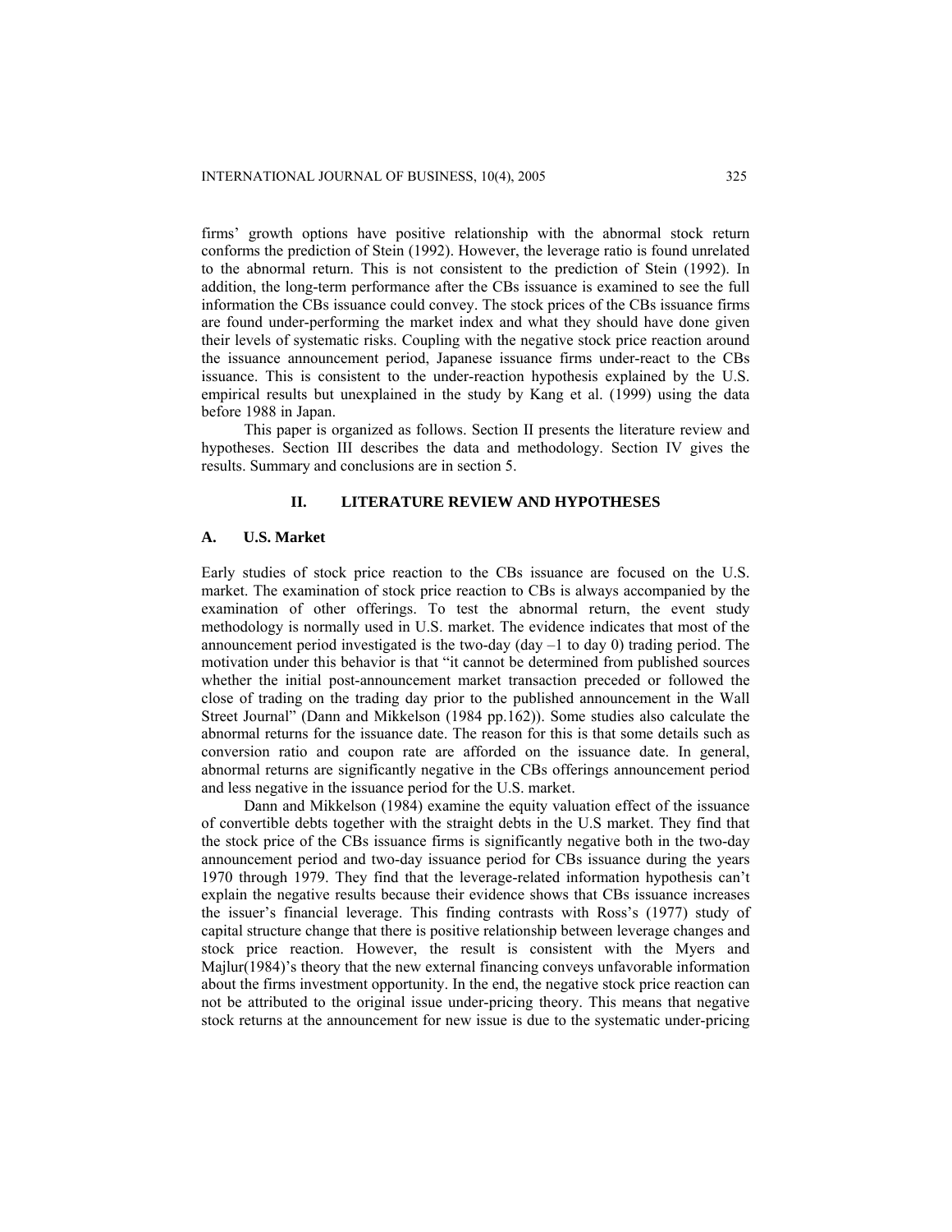firms' growth options have positive relationship with the abnormal stock return conforms the prediction of Stein (1992). However, the leverage ratio is found unrelated to the abnormal return. This is not consistent to the prediction of Stein (1992). In addition, the long-term performance after the CBs issuance is examined to see the full information the CBs issuance could convey. The stock prices of the CBs issuance firms are found under-performing the market index and what they should have done given their levels of systematic risks. Coupling with the negative stock price reaction around the issuance announcement period, Japanese issuance firms under-react to the CBs issuance. This is consistent to the under-reaction hypothesis explained by the U.S. empirical results but unexplained in the study by Kang et al. (1999) using the data before 1988 in Japan.

This paper is organized as follows. Section II presents the literature review and hypotheses. Section III describes the data and methodology. Section IV gives the results. Summary and conclusions are in section 5.

## II. LITERATURE REVIEW AND HYPOTHESES

### A. U.S. Market

Early studies of stock price reaction to the CBs issuance are focused on the U.S. market. The examination of stock price reaction to CBs is always accompanied by the examination of other offerings. To test the abnormal return, the event study methodology is normally used in U.S. market. The evidence indicates that most of the announcement period investigated is the two-day (day –1 to day 0) trading period. The motivation under this behavior is that "it cannot be determined from published sources whether the initial post-announcement market transaction preceded or followed the close of trading on the trading day prior to the published announcement in the Wall Street Journal" (Dann and Mikkelson (1984 pp.162)). Some studies also calculate the abnormal returns for the issuance date. The reason for this is that some details such as conversion ratio and coupon rate are afforded on the issuance date. In general, abnormal returns are significantly negative in the CBs offerings announcement period and less negative in the issuance period for the U.S. market.

Dann and Mikkelson (1984) examine the equity valuation effect of the issuance of convertible debts together with the straight debts in the U.S market. They find that the stock price of the CBs issuance firms is significantly negative both in the two-day announcement period and two-day issuance period for CBs issuance during the years 1970 through 1979. They find that the leverage-related information hypothesis can't explain the negative results because their evidence shows that CBs issuance increases the issuer's financial leverage. This finding contrasts with Ross's (1977) study of capital structure change that there is positive relationship between leverage changes and stock price reaction. However, the result is consistent with the Myers and Majlur(1984)'s theory that the new external financing conveys unfavorable information about the firms investment opportunity. In the end, the negative stock price reaction can not be attributed to the original issue under-pricing theory. This means that negative stock returns at the announcement for new issue is due to the systematic under-pricing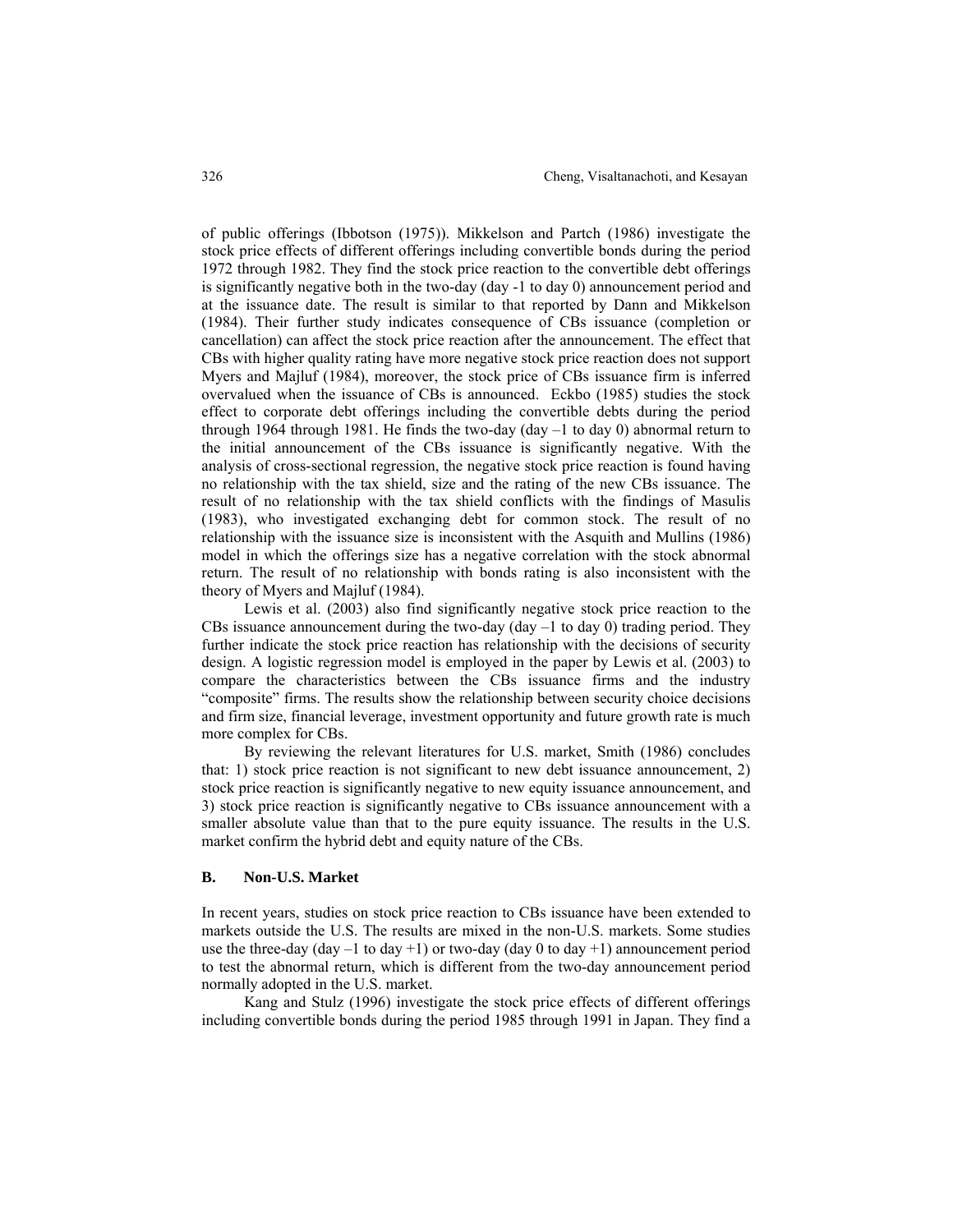of public offerings (Ibbotson (1975)). Mikkelson and Partch (1986) investigate the stock price effects of different offerings including convertible bonds during the period 1972 through 1982. They find the stock price reaction to the convertible debt offerings is significantly negative both in the two-day (day -1 to day 0) announcement period and at the issuance date. The result is similar to that reported by Dann and Mikkelson (1984). Their further study indicates consequence of CBs issuance (completion or cancellation) can affect the stock price reaction after the announcement. The effect that CBs with higher quality rating have more negative stock price reaction does not support Myers and Majluf (1984), moreover, the stock price of CBs issuance firm is inferred overvalued when the issuance of CBs is announced. Eckbo (1985) studies the stock effect to corporate debt offerings including the convertible debts during the period through 1964 through 1981. He finds the two-day (day –1 to day 0) abnormal return to the initial announcement of the CBs issuance is significantly negative. With the analysis of cross-sectional regression, the negative stock price reaction is found having no relationship with the tax shield, size and the rating of the new CBs issuance. The result of no relationship with the tax shield conflicts with the findings of Masulis (1983), who investigated exchanging debt for common stock. The result of no relationship with the issuance size is inconsistent with the Asquith and Mullins (1986) model in which the offerings size has a negative correlation with the stock abnormal return. The result of no relationship with bonds rating is also inconsistent with the theory of Myers and Majluf (1984).

Lewis et al. (2003) also find significantly negative stock price reaction to the CBs issuance announcement during the two-day (day –1 to day 0) trading period. They further indicate the stock price reaction has relationship with the decisions of security design. A logistic regression model is employed in the paper by Lewis et al. (2003) to compare the characteristics between the CBs issuance firms and the industry "composite" firms. The results show the relationship between security choice decisions and firm size, financial leverage, investment opportunity and future growth rate is much more complex for CBs.

By reviewing the relevant literatures for U.S. market, Smith (1986) concludes that: 1) stock price reaction is not significant to new debt issuance announcement, 2) stock price reaction is significantly negative to new equity issuance announcement, and 3) stock price reaction is significantly negative to CBs issuance announcement with a smaller absolute value than that to the pure equity issuance. The results in the U.S. market confirm the hybrid debt and equity nature of the CBs.

### B. Non-U.S. Market

In recent years, studies on stock price reaction to CBs issuance have been extended to markets outside the U.S. The results are mixed in the non-U.S. markets. Some studies use the three-day (day –1 to day +1) or two-day (day 0 to day +1) announcement period to test the abnormal return, which is different from the two-day announcement period normally adopted in the U.S. market.

Kang and Stulz (1996) investigate the stock price effects of different offerings including convertible bonds during the period 1985 through 1991 in Japan. They find a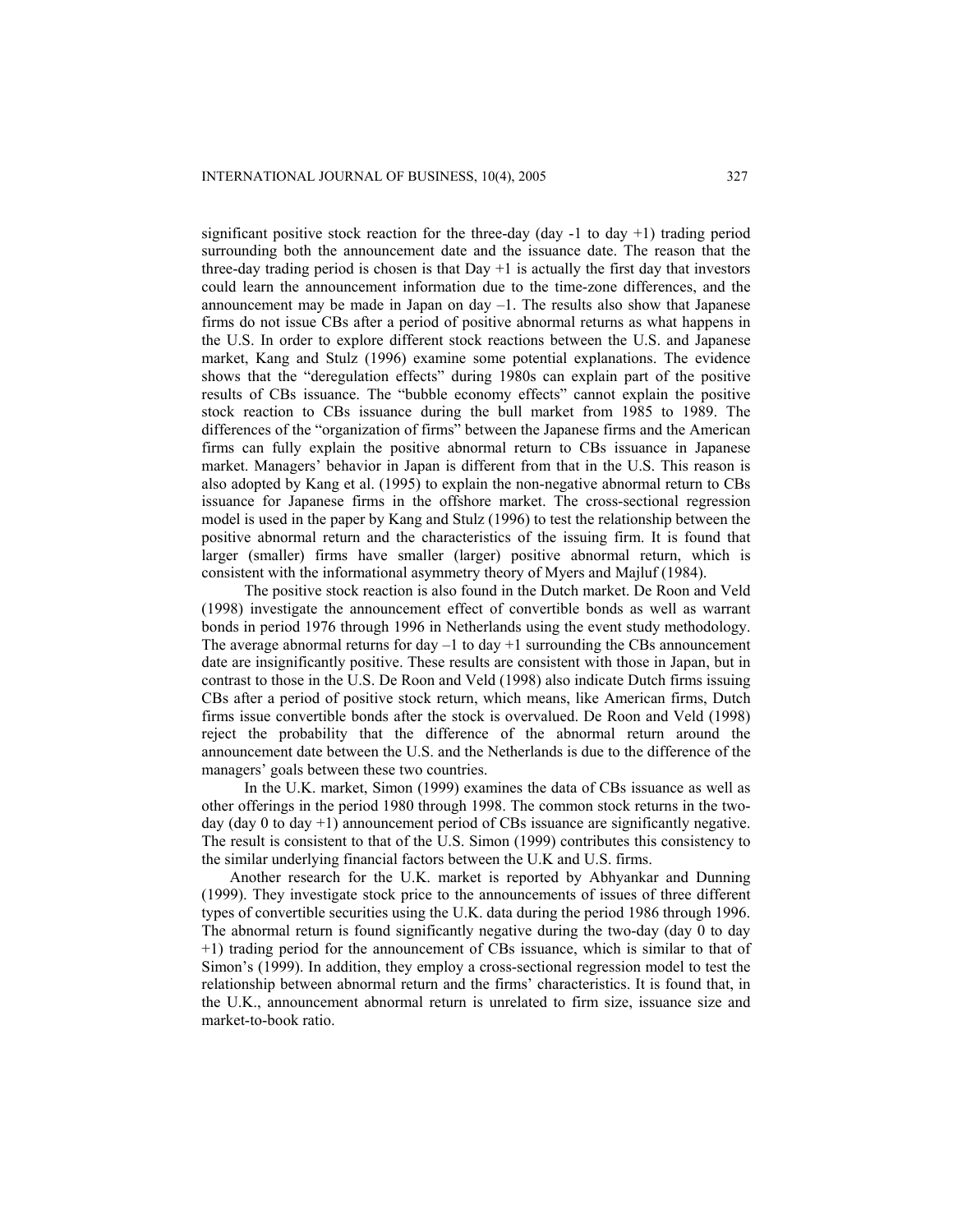significant positive stock reaction for the three-day (day -1 to day +1) trading period surrounding both the announcement date and the issuance date. The reason that the three-day trading period is chosen is that Day +1 is actually the first day that investors could learn the announcement information due to the time-zone differences, and the announcement may be made in Japan on day –1. The results also show that Japanese firms do not issue CBs after a period of positive abnormal returns as what happens in the U.S. In order to explore different stock reactions between the U.S. and Japanese market, Kang and Stulz (1996) examine some potential explanations. The evidence shows that the "deregulation effects" during 1980s can explain part of the positive results of CBs issuance. The "bubble economy effects" cannot explain the positive stock reaction to CBs issuance during the bull market from 1985 to 1989. The differences of the "organization of firms" between the Japanese firms and the American firms can fully explain the positive abnormal return to CBs issuance in Japanese market. Managers' behavior in Japan is different from that in the U.S. This reason is also adopted by Kang et al. (1995) to explain the non-negative abnormal return to CBs issuance for Japanese firms in the offshore market. The cross-sectional regression model is used in the paper by Kang and Stulz (1996) to test the relationship between the positive abnormal return and the characteristics of the issuing firm. It is found that larger (smaller) firms have smaller (larger) positive abnormal return, which is consistent with the informational asymmetry theory of Myers and Majluf (1984).

The positive stock reaction is also found in the Dutch market. De Roon and Veld (1998) investigate the announcement effect of convertible bonds as well as warrant bonds in period 1976 through 1996 in Netherlands using the event study methodology. The average abnormal returns for day –1 to day +1 surrounding the CBs announcement date are insignificantly positive. These results are consistent with those in Japan, but in contrast to those in the U.S. De Roon and Veld (1998) also indicate Dutch firms issuing CBs after a period of positive stock return, which means, like American firms, Dutch firms issue convertible bonds after the stock is overvalued. De Roon and Veld (1998) reject the probability that the difference of the abnormal return around the announcement date between the U.S. and the Netherlands is due to the difference of the managers' goals between these two countries.

In the U.K. market, Simon (1999) examines the data of CBs issuance as well as other offerings in the period 1980 through 1998. The common stock returns in the two-day (day 0 to day +1) announcement period of CBs issuance are significantly negative. The result is consistent to that of the U.S. Simon (1999) contributes this consistency to the similar underlying financial factors between the U.K and U.S. firms.

Another research for the U.K. market is reported by Abhyankar and Dunning (1999). They investigate stock price to the announcements of issues of three different types of convertible securities using the U.K. data during the period 1986 through 1996. The abnormal return is found significantly negative during the two-day (day 0 to day +1) trading period for the announcement of CBs issuance, which is similar to that of Simon's (1999). In addition, they employ a cross-sectional regression model to test the relationship between abnormal return and the firms' characteristics. It is found that, in the U.K., announcement abnormal return is unrelated to firm size, issuance size and market-to-book ratio.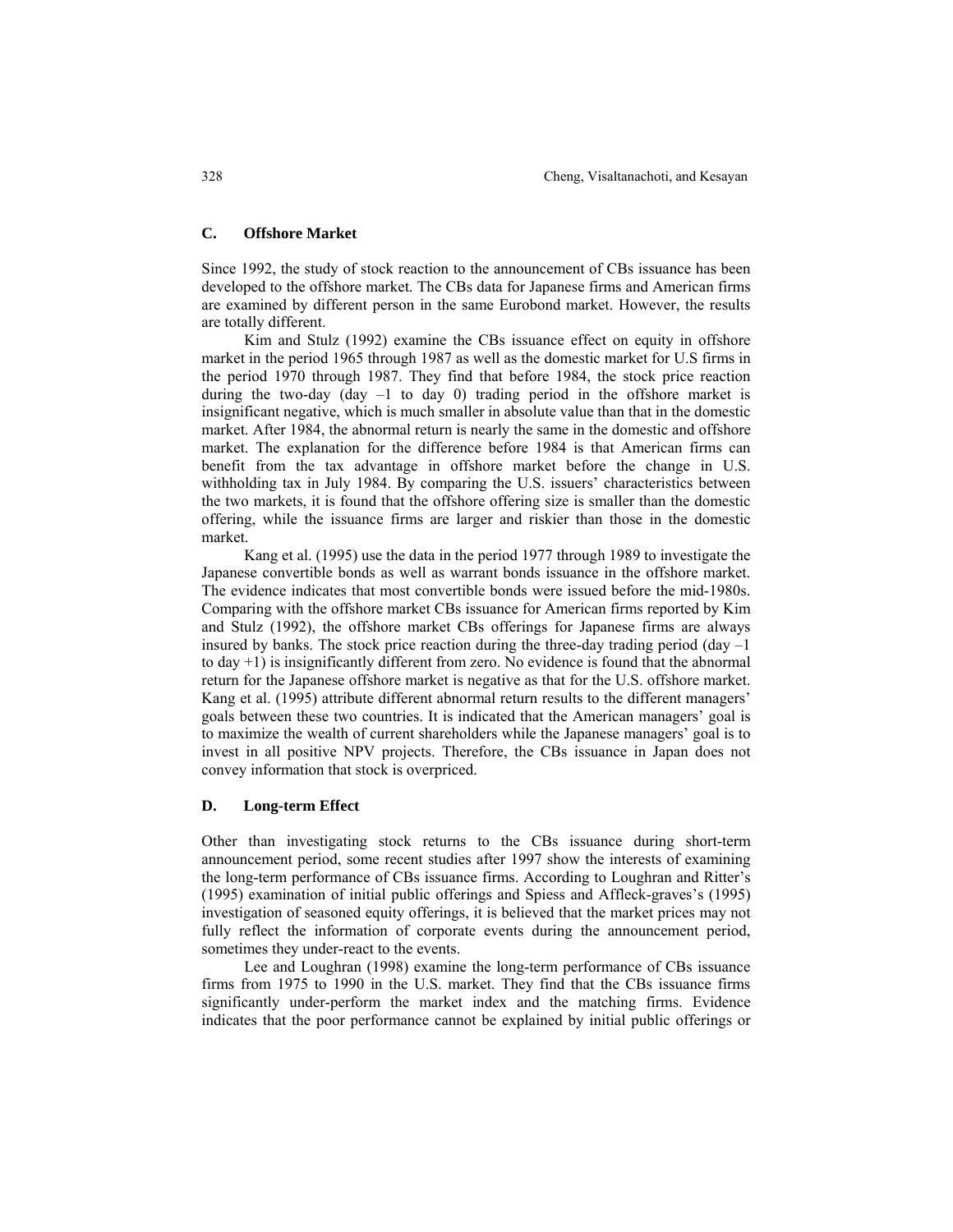### C. Offshore Market

Since 1992, the study of stock reaction to the announcement of CBs issuance has been developed to the offshore market. The CBs data for Japanese firms and American firms are examined by different person in the same Eurobond market. However, the results are totally different.

Kim and Stulz (1992) examine the CBs issuance effect on equity in offshore market in the period 1965 through 1987 as well as the domestic market for U.S firms in the period 1970 through 1987. They find that before 1984, the stock price reaction during the two-day (day –1 to day 0) trading period in the offshore market is insignificant negative, which is much smaller in absolute value than that in the domestic market. After 1984, the abnormal return is nearly the same in the domestic and offshore market. The explanation for the difference before 1984 is that American firms can benefit from the tax advantage in offshore market before the change in U.S. withholding tax in July 1984. By comparing the U.S. issuers' characteristics between the two markets, it is found that the offshore offering size is smaller than the domestic offering, while the issuance firms are larger and riskier than those in the domestic market.

Kang et al. (1995) use the data in the period 1977 through 1989 to investigate the Japanese convertible bonds as well as warrant bonds issuance in the offshore market. The evidence indicates that most convertible bonds were issued before the mid-1980s. Comparing with the offshore market CBs issuance for American firms reported by Kim and Stulz (1992), the offshore market CBs offerings for Japanese firms are always insured by banks. The stock price reaction during the three-day trading period (day –1 to day +1) is insignificantly different from zero. No evidence is found that the abnormal return for the Japanese offshore market is negative as that for the U.S. offshore market. Kang et al. (1995) attribute different abnormal return results to the different managers' goals between these two countries. It is indicated that the American managers' goal is to maximize the wealth of current shareholders while the Japanese managers' goal is to invest in all positive NPV projects. Therefore, the CBs issuance in Japan does not convey information that stock is overpriced.

### D. Long-term Effect

Other than investigating stock returns to the CBs issuance during short-term announcement period, some recent studies after 1997 show the interests of examining the long-term performance of CBs issuance firms. According to Loughran and Ritter's (1995) examination of initial public offerings and Spiess and Affleck-graves's (1995) investigation of seasoned equity offerings, it is believed that the market prices may not fully reflect the information of corporate events during the announcement period, sometimes they under-react to the events.

Lee and Loughran (1998) examine the long-term performance of CBs issuance firms from 1975 to 1990 in the U.S. market. They find that the CBs issuance firms significantly under-perform the market index and the matching firms. Evidence indicates that the poor performance cannot be explained by initial public offerings or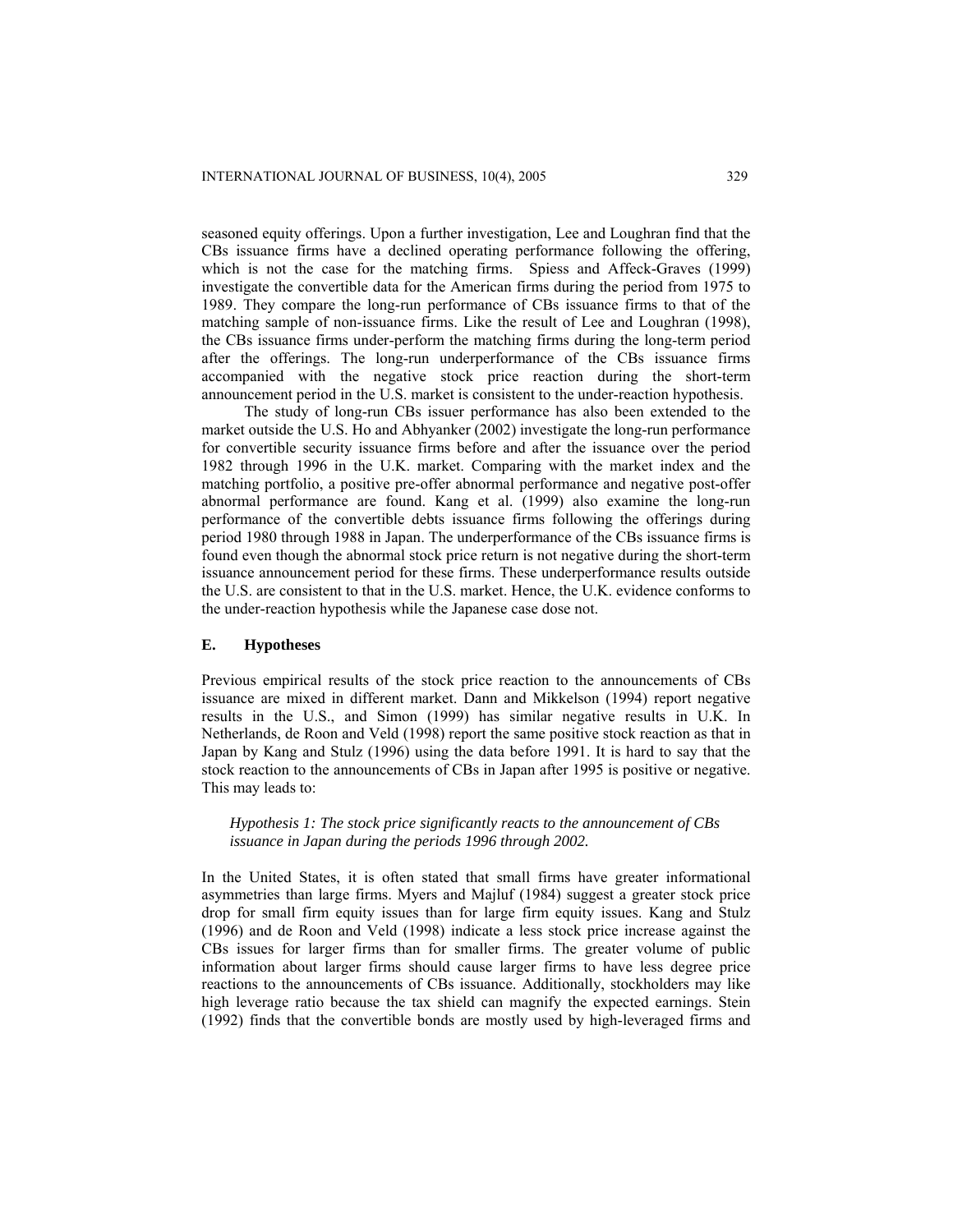seasoned equity offerings. Upon a further investigation, Lee and Loughran find that the CBs issuance firms have a declined operating performance following the offering, which is not the case for the matching firms. Spiess and Affeck-Graves (1999) investigate the convertible data for the American firms during the period from 1975 to 1989. They compare the long-run performance of CBs issuance firms to that of the matching sample of non-issuance firms. Like the result of Lee and Loughran (1998), the CBs issuance firms under-perform the matching firms during the long-term period after the offerings. The long-run underperformance of the CBs issuance firms accompanied with the negative stock price reaction during the short-term announcement period in the U.S. market is consistent to the under-reaction hypothesis.

The study of long-run CBs issuer performance has also been extended to the market outside the U.S. Ho and Abhyanker (2002) investigate the long-run performance for convertible security issuance firms before and after the issuance over the period 1982 through 1996 in the U.K. market. Comparing with the market index and the matching portfolio, a positive pre-offer abnormal performance and negative post-offer abnormal performance are found. Kang et al. (1999) also examine the long-run performance of the convertible debts issuance firms following the offerings during period 1980 through 1988 in Japan. The underperformance of the CBs issuance firms is found even though the abnormal stock price return is not negative during the short-term issuance announcement period for these firms. These underperformance results outside the U.S. are consistent to that in the U.S. market. Hence, the U.K. evidence conforms to the under-reaction hypothesis while the Japanese case dose not.

### E. Hypotheses

Previous empirical results of the stock price reaction to the announcements of CBs issuance are mixed in different market. Dann and Mikkelson (1994) report negative results in the U.S., and Simon (1999) has similar negative results in U.K. In Netherlands, de Roon and Veld (1998) report the same positive stock reaction as that in Japan by Kang and Stulz (1996) using the data before 1991. It is hard to say that the stock reaction to the announcements of CBs in Japan after 1995 is positive or negative. This may leads to:

> *Hypothesis 1: The stock price significantly reacts to the announcement of CBs issuance in Japan during the periods 1996 through 2002.*

In the United States, it is often stated that small firms have greater informational asymmetries than large firms. Myers and Majluf (1984) suggest a greater stock price drop for small firm equity issues than for large firm equity issues. Kang and Stulz (1996) and de Roon and Veld (1998) indicate a less stock price increase against the CBs issues for larger firms than for smaller firms. The greater volume of public information about larger firms should cause larger firms to have less degree price reactions to the announcements of CBs issuance. Additionally, stockholders may like high leverage ratio because the tax shield can magnify the expected earnings. Stein (1992) finds that the convertible bonds are mostly used by high-leveraged firms and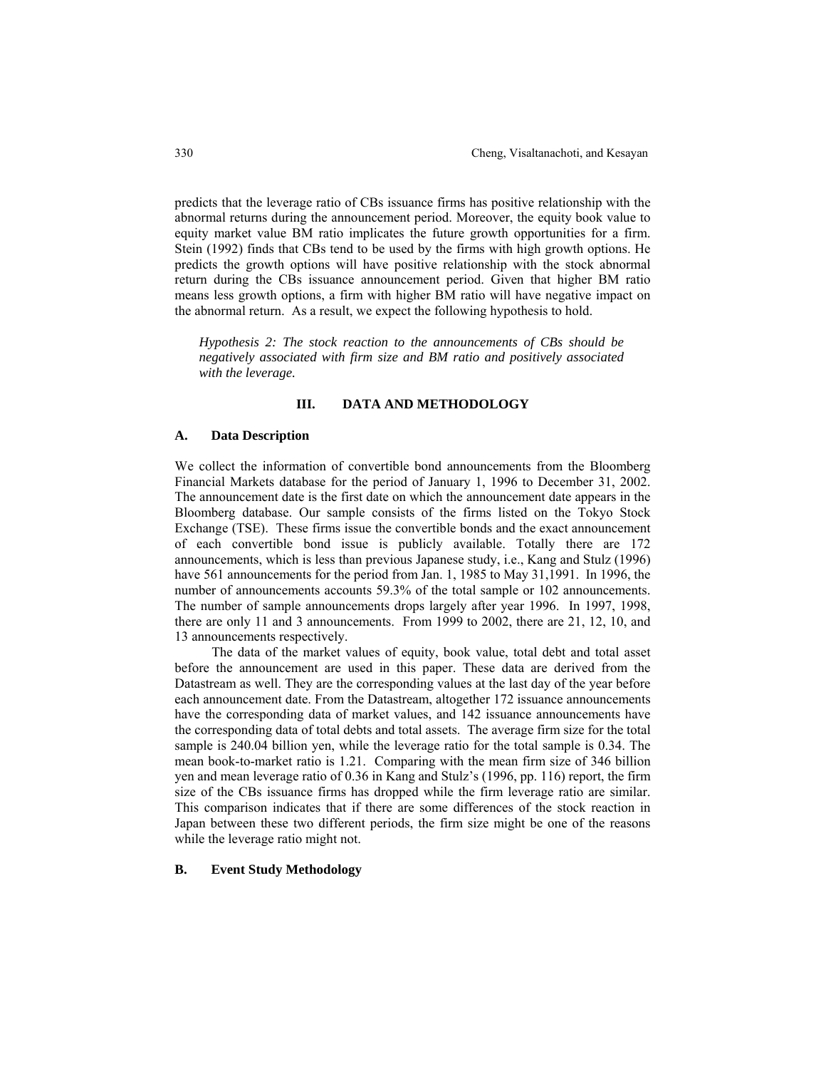predicts that the leverage ratio of CBs issuance firms has positive relationship with the abnormal returns during the announcement period. Moreover, the equity book value to equity market value BM ratio implicates the future growth opportunities for a firm. Stein (1992) finds that CBs tend to be used by the firms with high growth options. He predicts the growth options will have positive relationship with the stock abnormal return during the CBs issuance announcement period. Given that higher BM ratio means less growth options, a firm with higher BM ratio will have negative impact on the abnormal return. As a result, we expect the following hypothesis to hold.

> *Hypothesis 2: The stock reaction to the announcements of CBs should be negatively associated with firm size and BM ratio and positively associated with the leverage.*

## III. DATA AND METHODOLOGY

### A. Data Description

We collect the information of convertible bond announcements from the Bloomberg Financial Markets database for the period of January 1, 1996 to December 31, 2002. The announcement date is the first date on which the announcement date appears in the Bloomberg database. Our sample consists of the firms listed on the Tokyo Stock Exchange (TSE). These firms issue the convertible bonds and the exact announcement of each convertible bond issue is publicly available. Totally there are 172 announcements, which is less than previous Japanese study, i.e., Kang and Stulz (1996) have 561 announcements for the period from Jan. 1, 1985 to May 31,1991. In 1996, the number of announcements accounts 59.3% of the total sample or 102 announcements. The number of sample announcements drops largely after year 1996. In 1997, 1998, there are only 11 and 3 announcements. From 1999 to 2002, there are 21, 12, 10, and 13 announcements respectively.

The data of the market values of equity, book value, total debt and total asset before the announcement are used in this paper. These data are derived from the Datastream as well. They are the corresponding values at the last day of the year before each announcement date. From the Datastream, altogether 172 issuance announcements have the corresponding data of market values, and 142 issuance announcements have the corresponding data of total debts and total assets. The average firm size for the total sample is 240.04 billion yen, while the leverage ratio for the total sample is 0.34. The mean book-to-market ratio is 1.21. Comparing with the mean firm size of 346 billion yen and mean leverage ratio of 0.36 in Kang and Stulz's (1996, pp. 116) report, the firm size of the CBs issuance firms has dropped while the firm leverage ratio are similar. This comparison indicates that if there are some differences of the stock reaction in Japan between these two different periods, the firm size might be one of the reasons while the leverage ratio might not.

### B. Event Study Methodology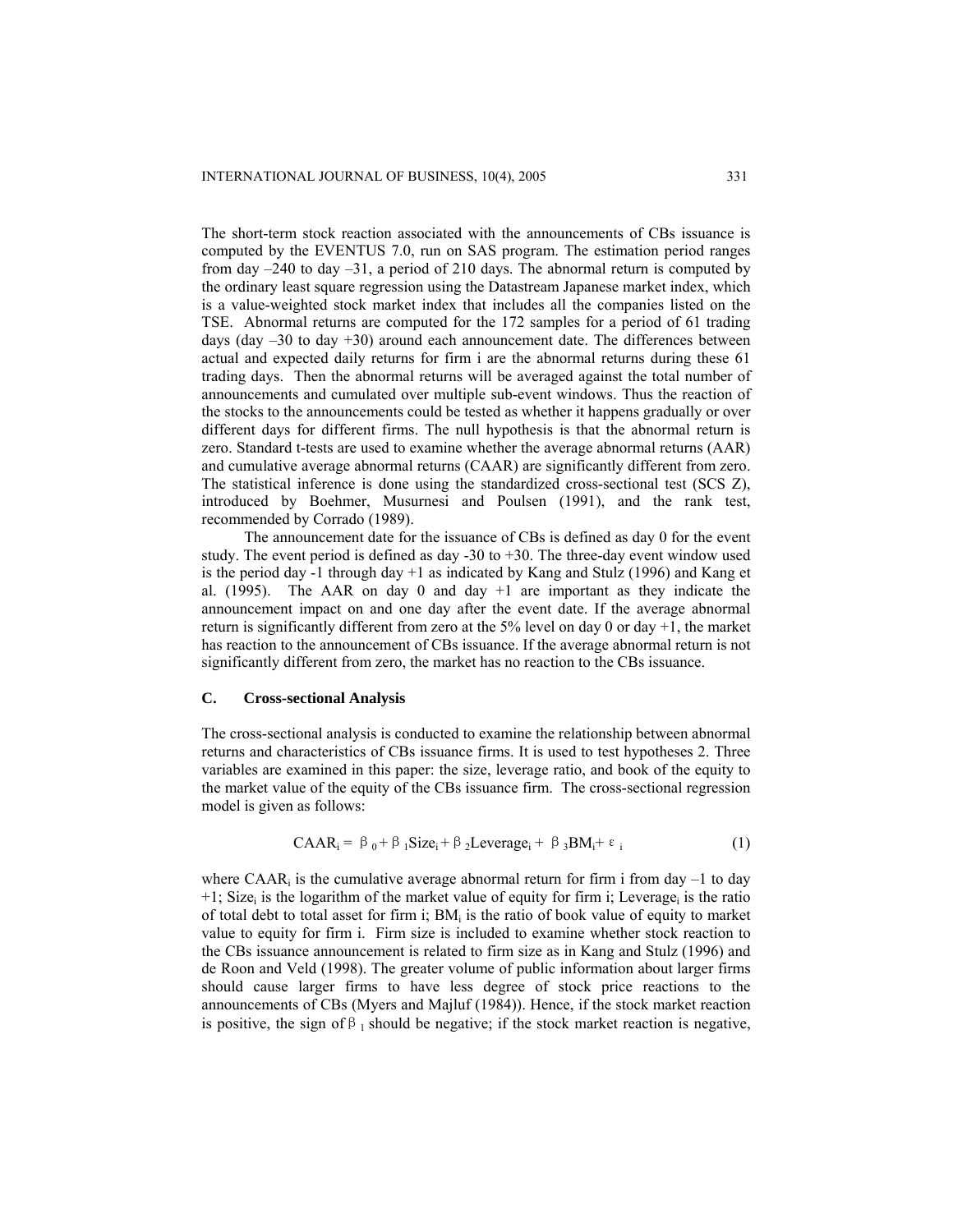The short-term stock reaction associated with the announcements of CBs issuance is computed by the EVENTUS 7.0, run on SAS program. The estimation period ranges from day –240 to day –31, a period of 210 days. The abnormal return is computed by the ordinary least square regression using the Datastream Japanese market index, which is a value-weighted stock market index that includes all the companies listed on the TSE. Abnormal returns are computed for the 172 samples for a period of 61 trading days (day –30 to day +30) around each announcement date. The differences between actual and expected daily returns for firm i are the abnormal returns during these 61 trading days. Then the abnormal returns will be averaged against the total number of announcements and cumulated over multiple sub-event windows. Thus the reaction of the stocks to the announcements could be tested as whether it happens gradually or over different days for different firms. The null hypothesis is that the abnormal return is zero. Standard t-tests are used to examine whether the average abnormal returns (AAR) and cumulative average abnormal returns (CAAR) are significantly different from zero. The statistical inference is done using the standardized cross-sectional test (SCS Z), introduced by Boehmer, Musurnesi and Poulsen (1991), and the rank test, recommended by Corrado (1989).

The announcement date for the issuance of CBs is defined as day 0 for the event study. The event period is defined as day -30 to +30. The three-day event window used is the period day -1 through day +1 as indicated by Kang and Stulz (1996) and Kang et al. (1995). The AAR on day 0 and day +1 are important as they indicate the announcement impact on and one day after the event date. If the average abnormal return is significantly different from zero at the 5% level on day 0 or day +1, the market has reaction to the announcement of CBs issuance. If the average abnormal return is not significantly different from zero, the market has no reaction to the CBs issuance.

### C. Cross-sectional Analysis

The cross-sectional analysis is conducted to examine the relationship between abnormal returns and characteristics of CBs issuance firms. It is used to test hypotheses 2. Three variables are examined in this paper: the size, leverage ratio, and book of the equity to the market value of the equity of the CBs issuance firm. The cross-sectional regression model is given as follows:

$$CAAR_i = \beta_0 + \beta_1 Size_i + \beta_2 Leverage_i + \beta_3 BM_i + \varepsilon_i \tag{1}$$

where $CAAR_i$ is the cumulative average abnormal return for firm i from day –1 to day +1; $Size_i$ is the logarithm of the market value of equity for firm i; $Leverage_i$ is the ratio of total debt to total asset for firm i; $BM_i$ is the ratio of book value of equity to market value to equity for firm i. Firm size is included to examine whether stock reaction to the CBs issuance announcement is related to firm size as in Kang and Stulz (1996) and de Roon and Veld (1998). The greater volume of public information about larger firms should cause larger firms to have less degree of stock price reactions to the announcements of CBs (Myers and Majluf (1984)). Hence, if the stock market reaction is positive, the sign of $\beta_1$ should be negative; if the stock market reaction is negative,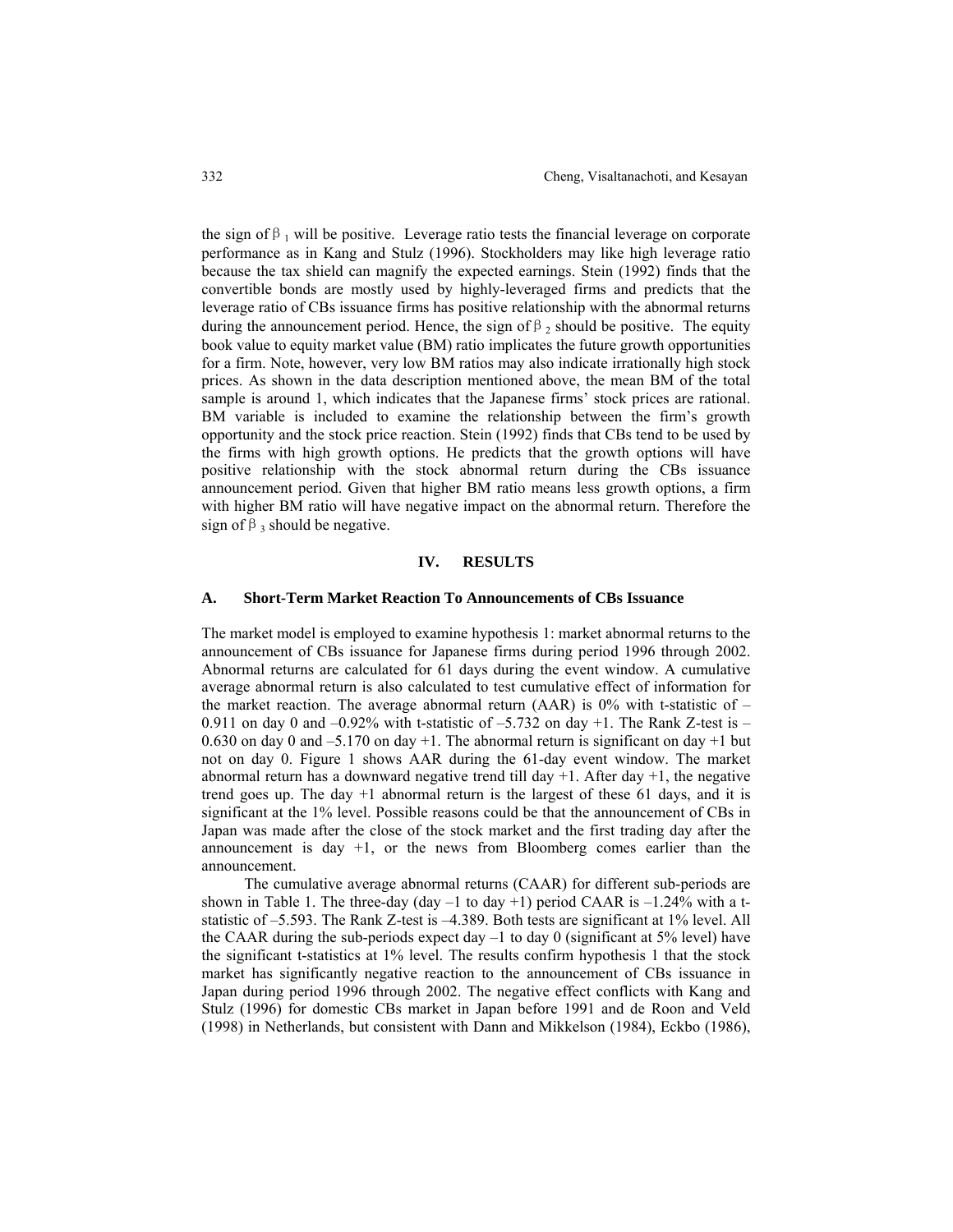the sign of $\beta_1$ will be positive. Leverage ratio tests the financial leverage on corporate performance as in Kang and Stulz (1996). Stockholders may like high leverage ratio because the tax shield can magnify the expected earnings. Stein (1992) finds that the convertible bonds are mostly used by highly-leveraged firms and predicts that the leverage ratio of CBs issuance firms has positive relationship with the abnormal returns during the announcement period. Hence, the sign of $\beta_2$ should be positive. The equity book value to equity market value (BM) ratio implicates the future growth opportunities for a firm. Note, however, very low BM ratios may also indicate irrationally high stock prices. As shown in the data description mentioned above, the mean BM of the total sample is around 1, which indicates that the Japanese firms' stock prices are rational. BM variable is included to examine the relationship between the firm's growth opportunity and the stock price reaction. Stein (1992) finds that CBs tend to be used by the firms with high growth options. He predicts that the growth options will have positive relationship with the stock abnormal return during the CBs issuance announcement period. Given that higher BM ratio means less growth options, a firm with higher BM ratio will have negative impact on the abnormal return. Therefore the sign of $\beta_3$ should be negative.

## IV. RESULTS

### A. Short-Term Market Reaction To Announcements of CBs Issuance

The market model is employed to examine hypothesis 1: market abnormal returns to the announcement of CBs issuance for Japanese firms during period 1996 through 2002. Abnormal returns are calculated for 61 days during the event window. A cumulative average abnormal return is also calculated to test cumulative effect of information for the market reaction. The average abnormal return (AAR) is 0% with t-statistic of –0.911 on day 0 and –0.92% with t-statistic of –5.732 on day +1. The Rank Z-test is –0.630 on day 0 and –5.170 on day +1. The abnormal return is significant on day +1 but not on day 0. Figure 1 shows AAR during the 61-day event window. The market abnormal return has a downward negative trend till day +1. After day +1, the negative trend goes up. The day +1 abnormal return is the largest of these 61 days, and it is significant at the 1% level. Possible reasons could be that the announcement of CBs in Japan was made after the close of the stock market and the first trading day after the announcement is day +1, or the news from Bloomberg comes earlier than the announcement.

The cumulative average abnormal returns (CAAR) for different sub-periods are shown in Table 1. The three-day (day –1 to day +1) period CAAR is –1.24% with a t-statistic of –5.593. The Rank Z-test is –4.389. Both tests are significant at 1% level. All the CAAR during the sub-periods expect day –1 to day 0 (significant at 5% level) have the significant t-statistics at 1% level. The results confirm hypothesis 1 that the stock market has significantly negative reaction to the announcement of CBs issuance in Japan during period 1996 through 2002. The negative effect conflicts with Kang and Stulz (1996) for domestic CBs market in Japan before 1991 and de Roon and Veld (1998) in Netherlands, but consistent with Dann and Mikkelson (1984), Eckbo (1986),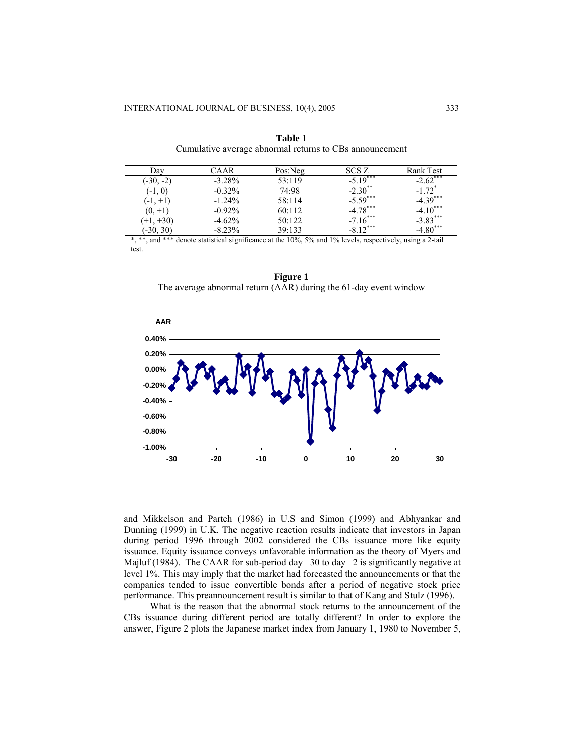**Table 1**
Cumulative average abnormal returns to CBs announcement

| Day | CAAR | Pos:Neg | SCS Z | Rank Test |
|---|---|---|---|---|
| (-30, -2) | -3.28% | 53:119 | -5.19*** | -2.62*** |
| (-1, 0) | -0.32% | 74:98 | -2.30** | -1.72* |
| (-1, +1) | -1.24% | 58:114 | -5.59*** | -4.39*** |
| (0, +1) | -0.92% | 60:112 | -4.78*** | -4.10*** |
| (+1, +30) | -4.62% | 50:122 | -7.16*** | -3.83*** |
| (-30, 30) | -8.23% | 39:133 | -8.12*** | -4.80*** |

*, **, and *** denote statistical significance at the 10%, 5% and 1% levels, respectively, using a 2-tail test.

**Figure 1**
The average abnormal return (AAR) during the 61-day event window

and Mikkelson and Partch (1986) in U.S and Simon (1999) and Abhyankar and Dunning (1999) in U.K. The negative reaction results indicate that investors in Japan during period 1996 through 2002 considered the CBs issuance more like equity issuance. Equity issuance conveys unfavorable information as the theory of Myers and Majluf (1984). The CAAR for sub-period day –30 to day –2 is significantly negative at level 1%. This may imply that the market had forecasted the announcements or that the companies tended to issue convertible bonds after a period of negative stock price performance. This preannouncement result is similar to that of Kang and Stulz (1996).

What is the reason that the abnormal stock returns to the announcement of the CBs issuance during different period are totally different? In order to explore the answer, Figure 2 plots the Japanese market index from January 1, 1980 to November 5,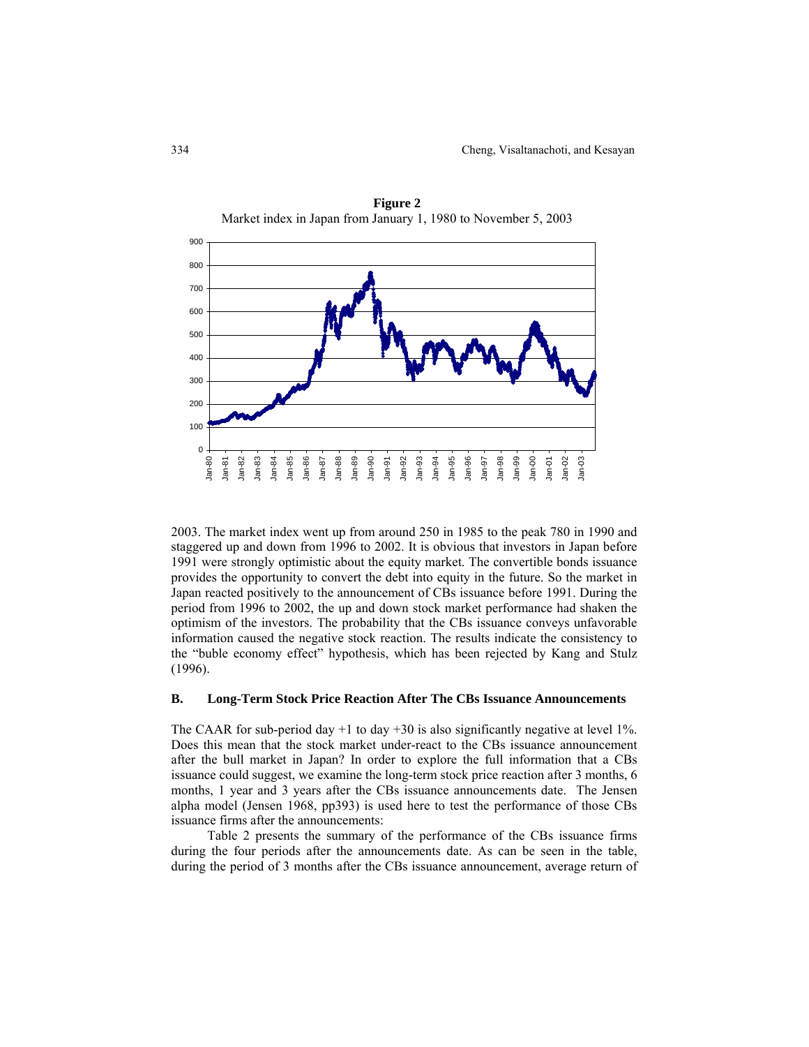**Figure 2**
Market index in Japan from January 1, 1980 to November 5, 2003

2003. The market index went up from around 250 in 1985 to the peak 780 in 1990 and staggered up and down from 1996 to 2002. It is obvious that investors in Japan before 1991 were strongly optimistic about the equity market. The convertible bonds issuance provides the opportunity to convert the debt into equity in the future. So the market in Japan reacted positively to the announcement of CBs issuance before 1991. During the period from 1996 to 2002, the up and down stock market performance had shaken the optimism of the investors. The probability that the CBs issuance conveys unfavorable information caused the negative stock reaction. The results indicate the consistency to the "buble economy effect" hypothesis, which has been rejected by Kang and Stulz (1996).

### B. Long-Term Stock Price Reaction After The CBs Issuance Announcements

The CAAR for sub-period day +1 to day +30 is also significantly negative at level 1%. Does this mean that the stock market under-react to the CBs issuance announcement after the bull market in Japan? In order to explore the full information that a CBs issuance could suggest, we examine the long-term stock price reaction after 3 months, 6 months, 1 year and 3 years after the CBs issuance announcements date. The Jensen alpha model (Jensen 1968, pp393) is used here to test the performance of those CBs issuance firms after the announcements:

Table 2 presents the summary of the performance of the CBs issuance firms during the four periods after the announcements date. As can be seen in the table, during the period of 3 months after the CBs issuance announcement, average return of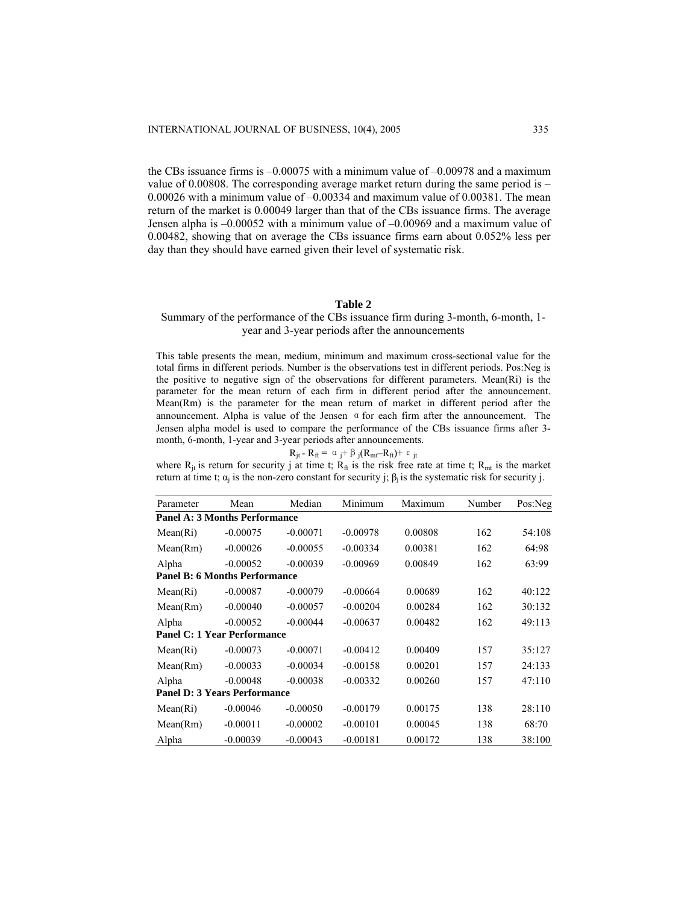the CBs issuance firms is –0.00075 with a minimum value of –0.00978 and a maximum value of 0.00808. The corresponding average market return during the same period is –0.00026 with a minimum value of –0.00334 and maximum value of 0.00381. The mean return of the market is 0.00049 larger than that of the CBs issuance firms. The average Jensen alpha is –0.00052 with a minimum value of –0.00969 and a maximum value of 0.00482, showing that on average the CBs issuance firms earn about 0.052% less per day than they should have earned given their level of systematic risk.

**Table 2**

Summary of the performance of the CBs issuance firm during 3-month, 6-month, 1-year and 3-year periods after the announcements

This table presents the mean, medium, minimum and maximum cross-sectional value for the total firms in different periods. Number is the observations test in different periods. Pos:Neg is the positive to negative sign of the observations for different parameters. Mean(Ri) is the parameter for the mean return of each firm in different period after the announcement. Mean(Rm) is the parameter for the mean return of market in different period after the announcement. Alpha is value of the Jensen α for each firm after the announcement. The Jensen alpha model is used to compare the performance of the CBs issuance firms after 3-month, 6-month, 1-year and 3-year periods after announcements.

$$R_{jt} - R_{ft} = \alpha_j + \beta_j(R_{mt} - R_{ft}) + \varepsilon_{jt}$$

where $R_{jt}$ is return for security j at time t; $R_{ft}$ is the risk free rate at time t; $R_{mt}$ is the market return at time t; $\alpha_j$ is the non-zero constant for security j; $\beta_j$ is the systematic risk for security j.

| Parameter | Mean | Median | Minimum | Maximum | Number | Pos:Neg |
|---|---|---|---|---|---|---|
| **Panel A: 3 Months Performance** | | | | | | |
| Mean(Ri) | -0.00075 | -0.00071 | -0.00978 | 0.00808 | 162 | 54:108 |
| Mean(Rm) | -0.00026 | -0.00055 | -0.00334 | 0.00381 | 162 | 64:98 |
| Alpha | -0.00052 | -0.00039 | -0.00969 | 0.00849 | 162 | 63:99 |
| **Panel B: 6 Months Performance** | | | | | | |
| Mean(Ri) | -0.00087 | -0.00079 | -0.00664 | 0.00689 | 162 | 40:122 |
| Mean(Rm) | -0.00040 | -0.00057 | -0.00204 | 0.00284 | 162 | 30:132 |
| Alpha | -0.00052 | -0.00044 | -0.00637 | 0.00482 | 162 | 49:113 |
| **Panel C: 1 Year Performance** | | | | | | |
| Mean(Ri) | -0.00073 | -0.00071 | -0.00412 | 0.00409 | 157 | 35:127 |
| Mean(Rm) | -0.00033 | -0.00034 | -0.00158 | 0.00201 | 157 | 24:133 |
| Alpha | -0.00048 | -0.00038 | -0.00332 | 0.00260 | 157 | 47:110 |
| **Panel D: 3 Years Performance** | | | | | | |
| Mean(Ri) | -0.00046 | -0.00050 | -0.00179 | 0.00175 | 138 | 28:110 |
| Mean(Rm) | -0.00011 | -0.00002 | -0.00101 | 0.00045 | 138 | 68:70 |
| Alpha | -0.00039 | -0.00043 | -0.00181 | 0.00172 | 138 | 38:100 |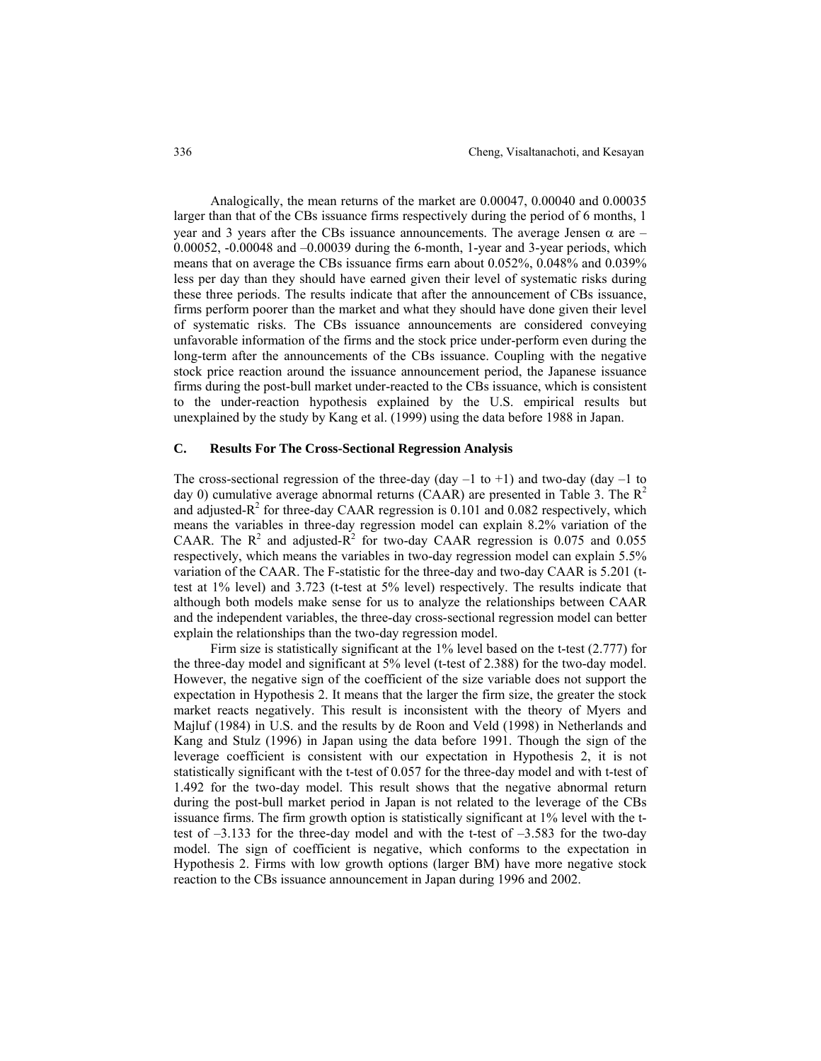Analogically, the mean returns of the market are 0.00047, 0.00040 and 0.00035 larger than that of the CBs issuance firms respectively during the period of 6 months, 1 year and 3 years after the CBs issuance announcements. The average Jensen $\alpha$ are –0.00052, -0.00048 and –0.00039 during the 6-month, 1-year and 3-year periods, which means that on average the CBs issuance firms earn about 0.052%, 0.048% and 0.039% less per day than they should have earned given their level of systematic risks during these three periods. The results indicate that after the announcement of CBs issuance, firms perform poorer than the market and what they should have done given their level of systematic risks. The CBs issuance announcements are considered conveying unfavorable information of the firms and the stock price under-perform even during the long-term after the announcements of the CBs issuance. Coupling with the negative stock price reaction around the issuance announcement period, the Japanese issuance firms during the post-bull market under-reacted to the CBs issuance, which is consistent to the under-reaction hypothesis explained by the U.S. empirical results but unexplained by the study by Kang et al. (1999) using the data before 1988 in Japan.

### C. Results For The Cross-Sectional Regression Analysis

The cross-sectional regression of the three-day (day –1 to +1) and two-day (day –1 to day 0) cumulative average abnormal returns (CAAR) are presented in Table 3. The $R^2$ and adjusted-$R^2$ for three-day CAAR regression is 0.101 and 0.082 respectively, which means the variables in three-day regression model can explain 8.2% variation of the CAAR. The $R^2$ and adjusted-$R^2$ for two-day CAAR regression is 0.075 and 0.055 respectively, which means the variables in two-day regression model can explain 5.5% variation of the CAAR. The F-statistic for the three-day and two-day CAAR is 5.201 (t-test at 1% level) and 3.723 (t-test at 5% level) respectively. The results indicate that although both models make sense for us to analyze the relationships between CAAR and the independent variables, the three-day cross-sectional regression model can better explain the relationships than the two-day regression model.

Firm size is statistically significant at the 1% level based on the t-test (2.777) for the three-day model and significant at 5% level (t-test of 2.388) for the two-day model. However, the negative sign of the coefficient of the size variable does not support the expectation in Hypothesis 2. It means that the larger the firm size, the greater the stock market reacts negatively. This result is inconsistent with the theory of Myers and Majluf (1984) in U.S. and the results by de Roon and Veld (1998) in Netherlands and Kang and Stulz (1996) in Japan using the data before 1991. Though the sign of the leverage coefficient is consistent with our expectation in Hypothesis 2, it is not statistically significant with the t-test of 0.057 for the three-day model and with t-test of 1.492 for the two-day model. This result shows that the negative abnormal return during the post-bull market period in Japan is not related to the leverage of the CBs issuance firms. The firm growth option is statistically significant at 1% level with the t-test of –3.133 for the three-day model and with the t-test of –3.583 for the two-day model. The sign of coefficient is negative, which conforms to the expectation in Hypothesis 2. Firms with low growth options (larger BM) have more negative stock reaction to the CBs issuance announcement in Japan during 1996 and 2002.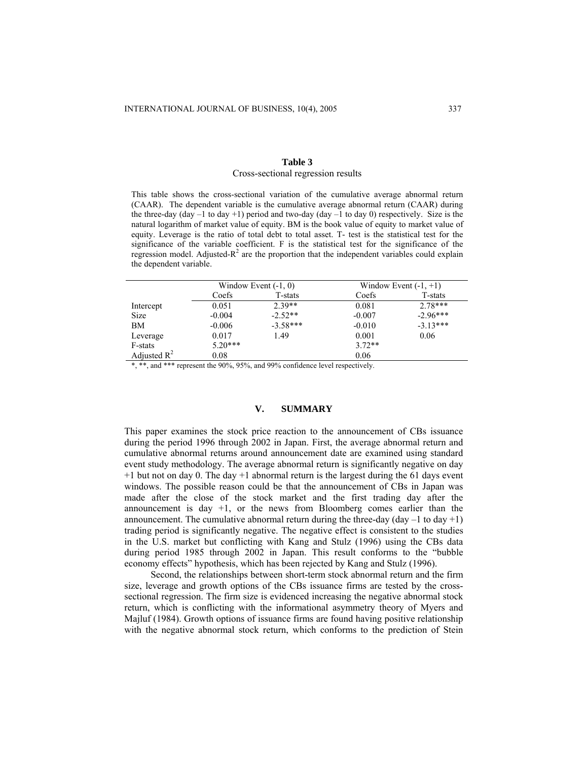**Table 3**

Cross-sectional regression results

This table shows the cross-sectional variation of the cumulative average abnormal return (CAAR). The dependent variable is the cumulative average abnormal return (CAAR) during the three-day (day –1 to day +1) period and two-day (day –1 to day 0) respectively. Size is the natural logarithm of market value of equity. BM is the book value of equity to market value of equity. Leverage is the ratio of total debt to total asset. T- test is the statistical test for the significance of the variable coefficient. F is the statistical test for the significance of the regression model. Adjusted-$R^2$ are the proportion that the independent variables could explain the dependent variable.

| | Window Event (-1, 0) | | Window Event (-1, +1) | |
|---|---|---|---|---|
| | Coefs | T-stats | Coefs | T-stats |
| Intercept | 0.051 | 2.39** | 0.081 | 2.78*** |
| Size | -0.004 | -2.52** | -0.007 | -2.96*** |
| BM | -0.006 | -3.58*** | -0.010 | -3.13*** |
| Leverage | 0.017 | 1.49 | 0.001 | 0.06 |
| F-stats | 5.20*** | | 3.72** | |
| Adjusted $R^2$ | 0.08 | | 0.06 | |

*, **, and *** represent the 90%, 95%, and 99% confidence level respectively.

## V. SUMMARY

This paper examines the stock price reaction to the announcement of CBs issuance during the period 1996 through 2002 in Japan. First, the average abnormal return and cumulative abnormal returns around announcement date are examined using standard event study methodology. The average abnormal return is significantly negative on day +1 but not on day 0. The day +1 abnormal return is the largest during the 61 days event windows. The possible reason could be that the announcement of CBs in Japan was made after the close of the stock market and the first trading day after the announcement is day +1, or the news from Bloomberg comes earlier than the announcement. The cumulative abnormal return during the three-day (day –1 to day +1) trading period is significantly negative. The negative effect is consistent to the studies in the U.S. market but conflicting with Kang and Stulz (1996) using the CBs data during period 1985 through 2002 in Japan. This result conforms to the "bubble economy effects" hypothesis, which has been rejected by Kang and Stulz (1996).

Second, the relationships between short-term stock abnormal return and the firm size, leverage and growth options of the CBs issuance firms are tested by the cross-sectional regression. The firm size is evidenced increasing the negative abnormal stock return, which is conflicting with the informational asymmetry theory of Myers and Majluf (1984). Growth options of issuance firms are found having positive relationship with the negative abnormal stock return, which conforms to the prediction of Stein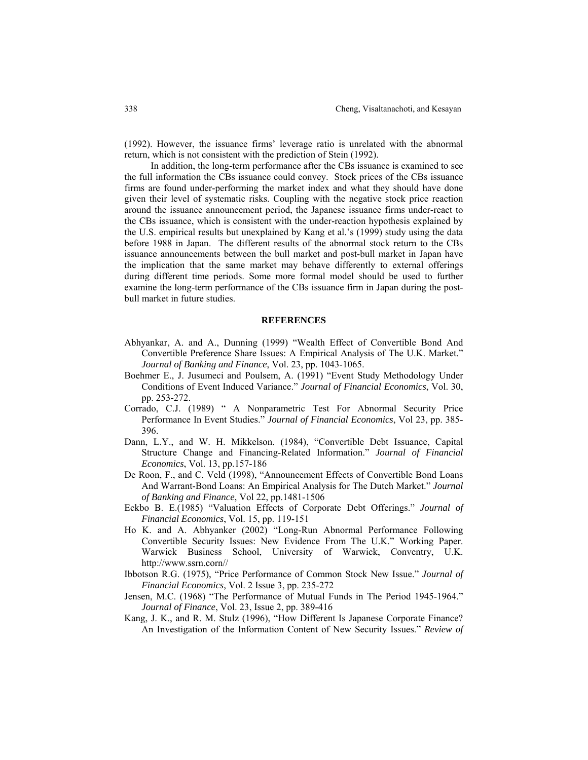(1992). However, the issuance firms' leverage ratio is unrelated with the abnormal return, which is not consistent with the prediction of Stein (1992).

In addition, the long-term performance after the CBs issuance is examined to see the full information the CBs issuance could convey. Stock prices of the CBs issuance firms are found under-performing the market index and what they should have done given their level of systematic risks. Coupling with the negative stock price reaction around the issuance announcement period, the Japanese issuance firms under-react to the CBs issuance, which is consistent with the under-reaction hypothesis explained by the U.S. empirical results but unexplained by Kang et al.'s (1999) study using the data before 1988 in Japan. The different results of the abnormal stock return to the CBs issuance announcements between the bull market and post-bull market in Japan have the implication that the same market may behave differently to external offerings during different time periods. Some more formal model should be used to further examine the long-term performance of the CBs issuance firm in Japan during the post-bull market in future studies.

## REFERENCES

Abhyankar, A. and A., Dunning (1999) "Wealth Effect of Convertible Bond And Convertible Preference Share Issues: A Empirical Analysis of The U.K. Market." *Journal of Banking and Finance*, Vol. 23, pp. 1043-1065.

Boehmer E., J. Jusumeci and Poulsem, A. (1991) "Event Study Methodology Under Conditions of Event Induced Variance." *Journal of Financial Economics*, Vol. 30, pp. 253-272.

Corrado, C.J. (1989) " A Nonparametric Test For Abnormal Security Price Performance In Event Studies." *Journal of Financial Economics*, Vol 23, pp. 385-396.

Dann, L.Y., and W. H. Mikkelson. (1984), "Convertible Debt Issuance, Capital Structure Change and Financing-Related Information." *Journal of Financial Economics*, Vol. 13, pp.157-186

De Roon, F., and C. Veld (1998), "Announcement Effects of Convertible Bond Loans And Warrant-Bond Loans: An Empirical Analysis for The Dutch Market." *Journal of Banking and Finance*, Vol 22, pp.1481-1506

Eckbo B. E.(1985) "Valuation Effects of Corporate Debt Offerings." *Journal of Financial Economics*, Vol. 15, pp. 119-151

Ho K. and A. Abhyanker (2002) "Long-Run Abnormal Performance Following Convertible Security Issues: New Evidence From The U.K." Working Paper. Warwick Business School, University of Warwick, Conventry, U.K. http://www.ssrn.corn//

Ibbotson R.G. (1975), "Price Performance of Common Stock New Issue." *Journal of Financial Economics*, Vol. 2 Issue 3, pp. 235-272

Jensen, M.C. (1968) "The Performance of Mutual Funds in The Period 1945-1964." *Journal of Finance*, Vol. 23, Issue 2, pp. 389-416

Kang, J. K., and R. M. Stulz (1996), "How Different Is Japanese Corporate Finance? An Investigation of the Information Content of New Security Issues." *Review of*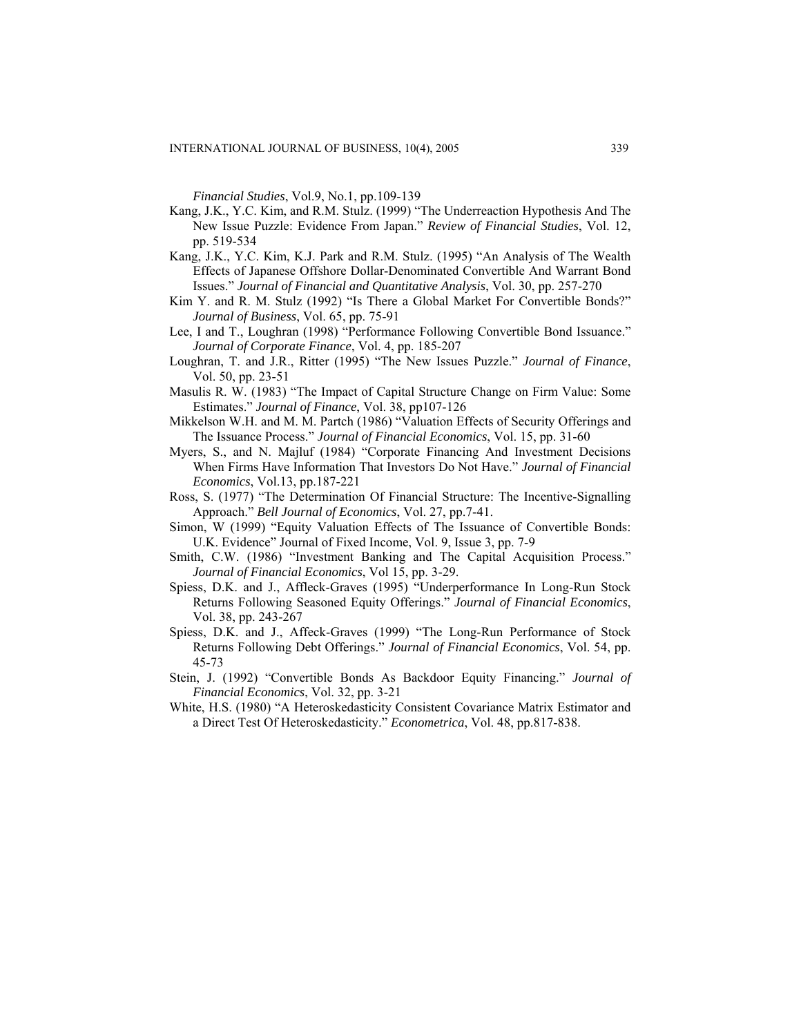*Financial Studies*, Vol.9, No.1, pp.109-139

Kang, J.K., Y.C. Kim, and R.M. Stulz. (1999) "The Underreaction Hypothesis And The New Issue Puzzle: Evidence From Japan." *Review of Financial Studies*, Vol. 12, pp. 519-534

Kang, J.K., Y.C. Kim, K.J. Park and R.M. Stulz. (1995) "An Analysis of The Wealth Effects of Japanese Offshore Dollar-Denominated Convertible And Warrant Bond Issues." *Journal of Financial and Quantitative Analysis*, Vol. 30, pp. 257-270

Kim Y. and R. M. Stulz (1992) "Is There a Global Market For Convertible Bonds?" *Journal of Business*, Vol. 65, pp. 75-91

Lee, I and T., Loughran (1998) "Performance Following Convertible Bond Issuance." *Journal of Corporate Finance*, Vol. 4, pp. 185-207

Loughran, T. and J.R., Ritter (1995) "The New Issues Puzzle." *Journal of Finance*, Vol. 50, pp. 23-51

Masulis R. W. (1983) "The Impact of Capital Structure Change on Firm Value: Some Estimates." *Journal of Finance*, Vol. 38, pp107-126

Mikkelson W.H. and M. M. Partch (1986) "Valuation Effects of Security Offerings and The Issuance Process." *Journal of Financial Economics*, Vol. 15, pp. 31-60

Myers, S., and N. Majluf (1984) "Corporate Financing And Investment Decisions When Firms Have Information That Investors Do Not Have." *Journal of Financial Economics*, Vol.13, pp.187-221

Ross, S. (1977) "The Determination Of Financial Structure: The Incentive-Signalling Approach." *Bell Journal of Economics*, Vol. 27, pp.7-41.

Simon, W (1999) "Equity Valuation Effects of The Issuance of Convertible Bonds: U.K. Evidence" Journal of Fixed Income, Vol. 9, Issue 3, pp. 7-9

Smith, C.W. (1986) "Investment Banking and The Capital Acquisition Process." *Journal of Financial Economics*, Vol 15, pp. 3-29.

Spiess, D.K. and J., Affleck-Graves (1995) "Underperformance In Long-Run Stock Returns Following Seasoned Equity Offerings." *Journal of Financial Economics*, Vol. 38, pp. 243-267

Spiess, D.K. and J., Affeck-Graves (1999) "The Long-Run Performance of Stock Returns Following Debt Offerings." *Journal of Financial Economics*, Vol. 54, pp. 45-73

Stein, J. (1992) "Convertible Bonds As Backdoor Equity Financing." *Journal of Financial Economics*, Vol. 32, pp. 3-21

White, H.S. (1980) "A Heteroskedasticity Consistent Covariance Matrix Estimator and a Direct Test Of Heteroskedasticity." *Econometrica*, Vol. 48, pp.817-838.